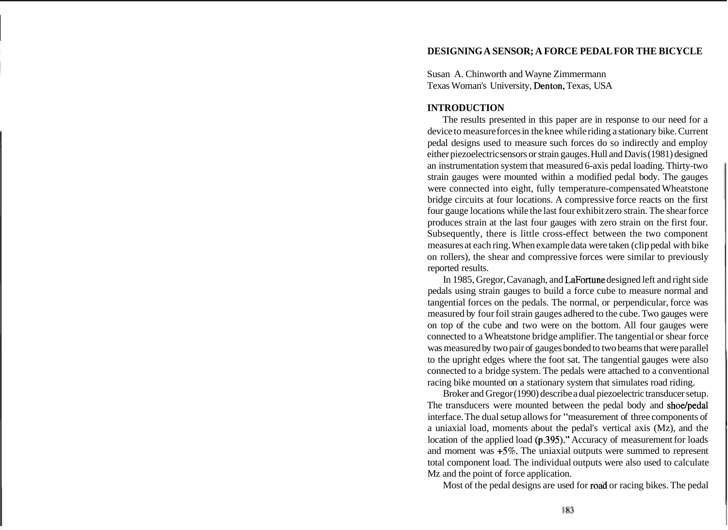# DESIGNING A SENSOR; A FORCE PEDAL FOR THE BICYCLE

Susan A. Chinworth and Wayne Zimmermann
Texas Woman's University, Denton, Texas, USA

## INTRODUCTION

The results presented in this paper are in response to our need for a device to measure forces in the knee while riding a stationary bike. Current pedal designs used to measure such forces do so indirectly and employ either piezoelectric sensors or strain gauges. Hull and Davis (1981) designed an instrumentation system that measured 6-axis pedal loading. Thirty-two strain gauges were mounted within a modified pedal body. The gauges were connected into eight, fully temperature-compensated Wheatstone bridge circuits at four locations. A compressive force reacts on the first four gauge locations while the last four exhibit zero strain. The shear force produces strain at the last four gauges with zero strain on the first four. Subsequently, there is little cross-effect between the two component measures at each ring. When example data were taken (clip pedal with bike on rollers), the shear and compressive forces were similar to previously reported results.

In 1985, Gregor, Cavanagh, and LaFortune designed left and right side pedals using strain gauges to build a force cube to measure normal and tangential forces on the pedals. The normal, or perpendicular, force was measured by four foil strain gauges adhered to the cube. Two gauges were on top of the cube and two were on the bottom. All four gauges were connected to a Wheatstone bridge amplifier. The tangential or shear force was measured by two pair of gauges bonded to two beams that were parallel to the upright edges where the foot sat. The tangential gauges were also connected to a bridge system. The pedals were attached to a conventional racing bike mounted on a stationary system that simulates road riding.

Broker and Gregor (1990) describe a dual piezoelectric transducer setup. The transducers were mounted between the pedal body and shoe/pedal interface. The dual setup allows for "measurement of three components of a uniaxial load, moments about the pedal's vertical axis (Mz), and the location of the applied load (p.395)." Accuracy of measurement for loads and moment was +5%. The uniaxial outputs were summed to represent total component load. The individual outputs were also used to calculate Mz and the point of force application.

Most of the pedal designs are used for road or racing bikes. The pedal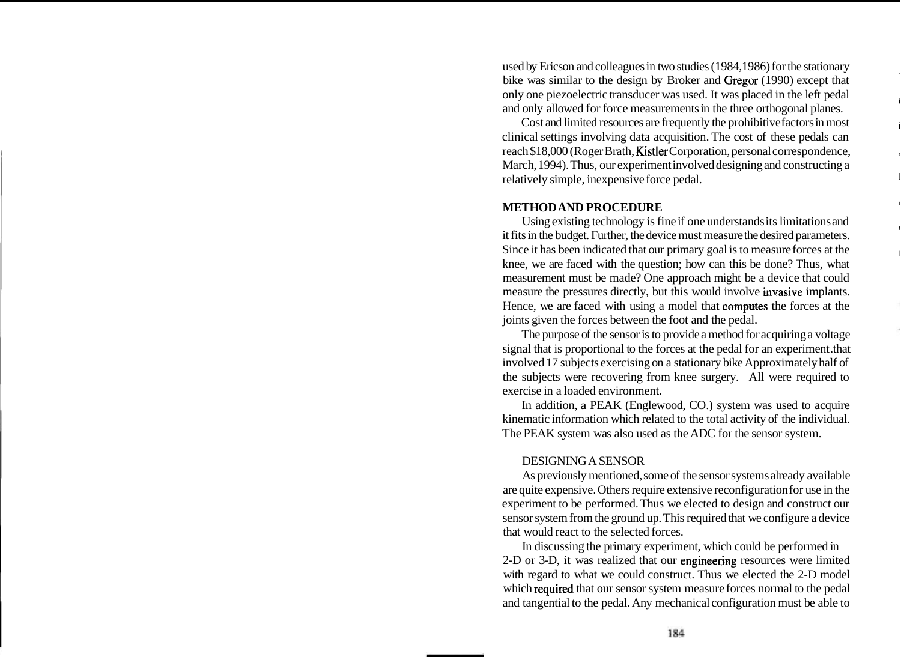used by Ericson and colleagues in two studies (1984,1986) for the stationary bike was similar to the design by Broker and Gregor (1990) except that only one piezoelectric transducer was used. It was placed in the left pedal and only allowed for force measurements in the three orthogonal planes.

Cost and limited resources are frequently the prohibitive factors in most clinical settings involving data acquisition. The cost of these pedals can reach $18,000 (Roger Brath, Kistler Corporation, personal correspondence, March, 1994). Thus, our experiment involved designing and constructing a relatively simple, inexpensive force pedal.

## METHOD AND PROCEDURE

Using existing technology is fine if one understands its limitations and it fits in the budget. Further, the device must measure the desired parameters. Since it has been indicated that our primary goal is to measure forces at the knee, we are faced with the question; how can this be done? Thus, what measurement must be made? One approach might be a device that could measure the pressures directly, but this would involve invasive implants. Hence, we are faced with using a model that computes the forces at the joints given the forces between the foot and the pedal.

The purpose of the sensor is to provide a method for acquiring a voltage signal that is proportional to the forces at the pedal for an experiment.that involved 17 subjects exercising on a stationary bike Approximately half of the subjects were recovering from knee surgery. All were required to exercise in a loaded environment.

In addition, a PEAK (Englewood, CO.) system was used to acquire kinematic information which related to the total activity of the individual. The PEAK system was also used as the ADC for the sensor system.

### DESIGNING A SENSOR

As previously mentioned, some of the sensor systems already available are quite expensive. Others require extensive reconfiguration for use in the experiment to be performed. Thus we elected to design and construct our sensor system from the ground up. This required that we configure a device that would react to the selected forces.

In discussing the primary experiment, which could be performed in 2-D or 3-D, it was realized that our engineering resources were limited with regard to what we could construct. Thus we elected the 2-D model which required that our sensor system measure forces normal to the pedal and tangential to the pedal. Any mechanical configuration must be able to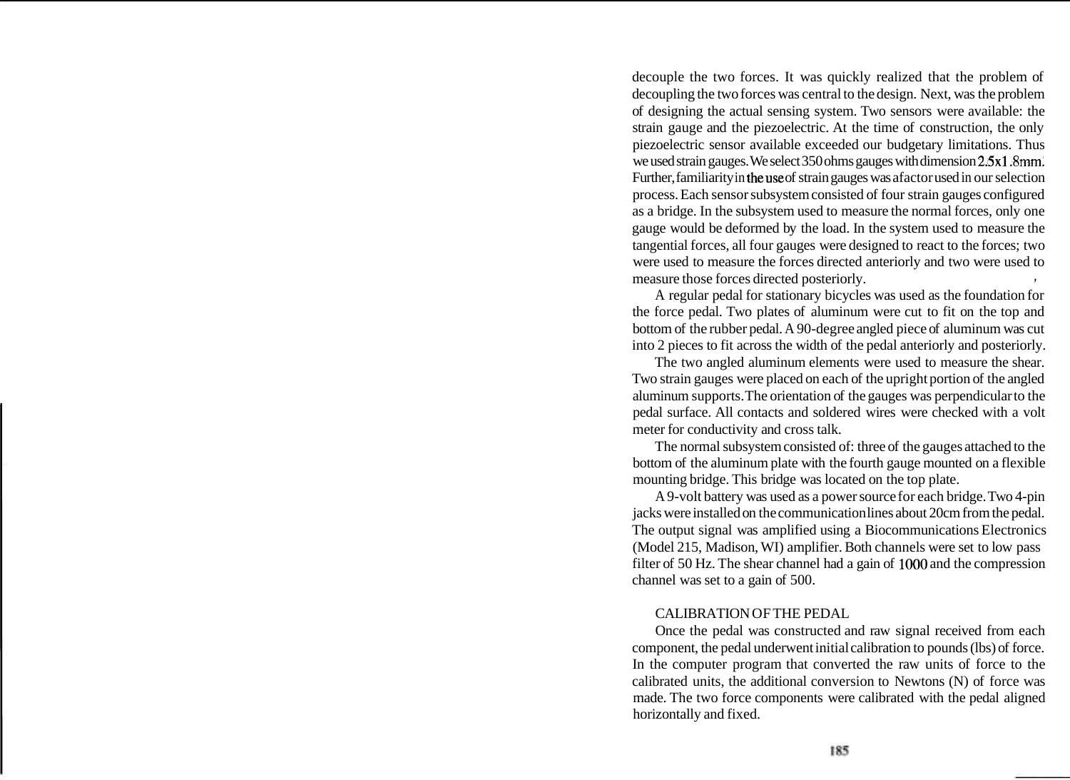decouple the two forces. It was quickly realized that the problem of decoupling the two forces was central to the design. Next, was the problem of designing the actual sensing system. Two sensors were available: the strain gauge and the piezoelectric. At the time of construction, the only piezoelectric sensor available exceeded our budgetary limitations. Thus we used strain gauges. We select 350 ohms gauges with dimension 2.5x1.8mm. Further, familiarity in the use of strain gauges was a factor used in our selection process. Each sensor subsystem consisted of four strain gauges configured as a bridge. In the subsystem used to measure the normal forces, only one gauge would be deformed by the load. In the system used to measure the tangential forces, all four gauges were designed to react to the forces; two were used to measure the forces directed anteriorly and two were used to measure those forces directed posteriorly.

A regular pedal for stationary bicycles was used as the foundation for the force pedal. Two plates of aluminum were cut to fit on the top and bottom of the rubber pedal. A 90-degree angled piece of aluminum was cut into 2 pieces to fit across the width of the pedal anteriorly and posteriorly.

The two angled aluminum elements were used to measure the shear. Two strain gauges were placed on each of the upright portion of the angled aluminum supports. The orientation of the gauges was perpendicular to the pedal surface. All contacts and soldered wires were checked with a volt meter for conductivity and cross talk.

The normal subsystem consisted of: three of the gauges attached to the bottom of the aluminum plate with the fourth gauge mounted on a flexible mounting bridge. This bridge was located on the top plate.

A 9-volt battery was used as a power source for each bridge. Two 4-pin jacks were installed on the communication lines about 20cm from the pedal. The output signal was amplified using a Biocommunications Electronics (Model 215, Madison, WI) amplifier. Both channels were set to low pass filter of 50 Hz. The shear channel had a gain of 1000 and the compression channel was set to a gain of 500.

## CALIBRATION OF THE PEDAL

Once the pedal was constructed and raw signal received from each component, the pedal underwent initial calibration to pounds (lbs) of force. In the computer program that converted the raw units of force to the calibrated units, the additional conversion to Newtons (N) of force was made. The two force components were calibrated with the pedal aligned horizontally and fixed.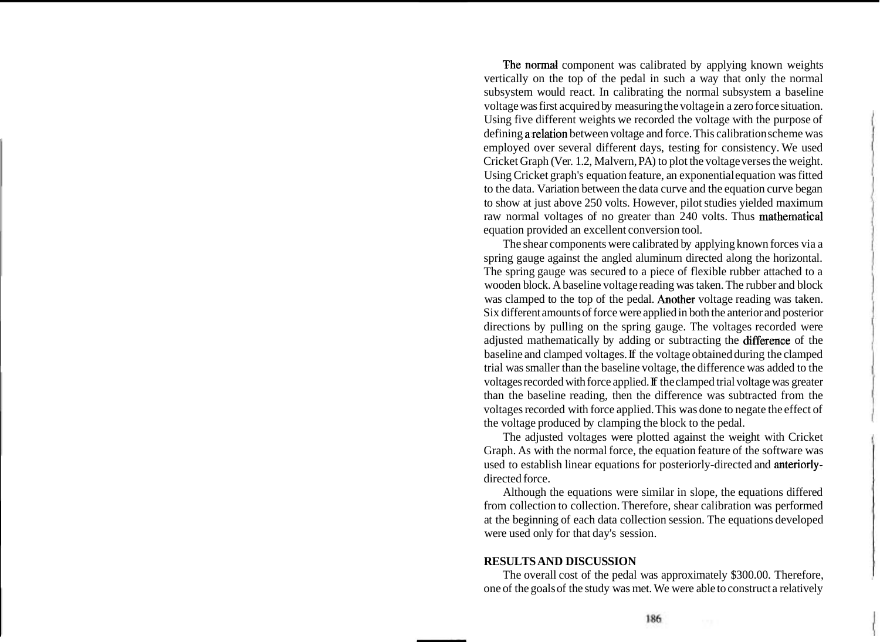The normal component was calibrated by applying known weights vertically on the top of the pedal in such a way that only the normal subsystem would react. In calibrating the normal subsystem a baseline voltage was first acquired by measuring the voltage in a zero force situation. Using five different weights we recorded the voltage with the purpose of defining a relation between voltage and force. This calibration scheme was employed over several different days, testing for consistency. We used Cricket Graph (Ver. 1.2, Malvern, PA) to plot the voltage verses the weight. Using Cricket graph's equation feature, an exponential equation was fitted to the data. Variation between the data curve and the equation curve began to show at just above 250 volts. However, pilot studies yielded maximum raw normal voltages of no greater than 240 volts. Thus mathematical equation provided an excellent conversion tool.

The shear components were calibrated by applying known forces via a spring gauge against the angled aluminum directed along the horizontal. The spring gauge was secured to a piece of flexible rubber attached to a wooden block. A baseline voltage reading was taken. The rubber and block was clamped to the top of the pedal. Another voltage reading was taken. Six different amounts of force were applied in both the anterior and posterior directions by pulling on the spring gauge. The voltages recorded were adjusted mathematically by adding or subtracting the difference of the baseline and clamped voltages. If the voltage obtained during the clamped trial was smaller than the baseline voltage, the difference was added to the voltages recorded with force applied. If the clamped trial voltage was greater than the baseline reading, then the difference was subtracted from the voltages recorded with force applied. This was done to negate the effect of the voltage produced by clamping the block to the pedal.

The adjusted voltages were plotted against the weight with Cricket Graph. As with the normal force, the equation feature of the software was used to establish linear equations for posteriorly-directed and anteriorly-directed force.

Although the equations were similar in slope, the equations differed from collection to collection. Therefore, shear calibration was performed at the beginning of each data collection session. The equations developed were used only for that day's session.

## RESULTS AND DISCUSSION

The overall cost of the pedal was approximately $300.00. Therefore, one of the goals of the study was met. We were able to construct a relatively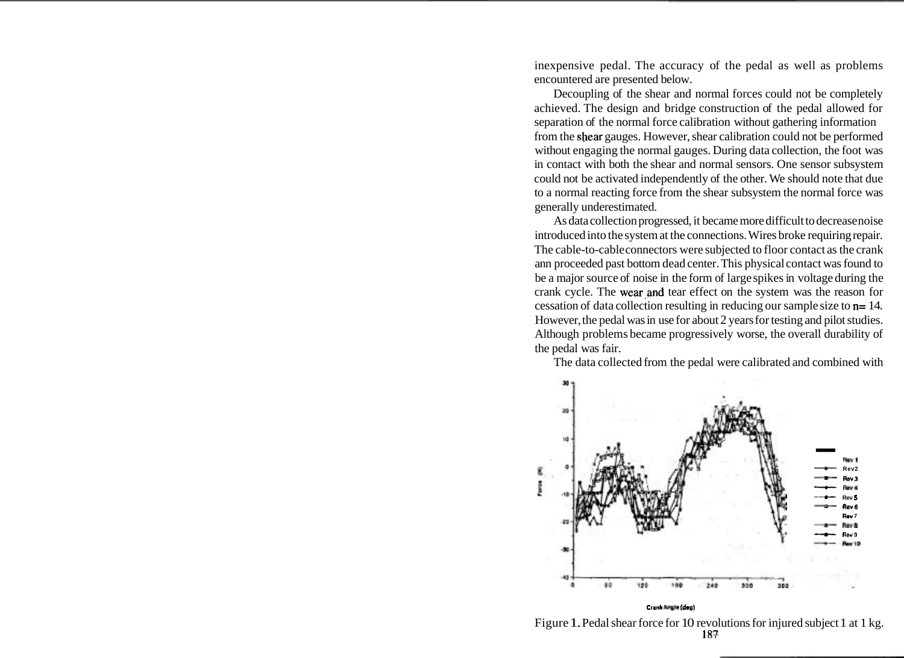inexpensive pedal. The accuracy of the pedal as well as problems encountered are presented below.

Decoupling of the shear and normal forces could not be completely achieved. The design and bridge construction of the pedal allowed for separation of the normal force calibration without gathering information from the shear gauges. However, shear calibration could not be performed without engaging the normal gauges. During data collection, the foot was in contact with both the shear and normal sensors. One sensor subsystem could not be activated independently of the other. We should note that due to a normal reacting force from the shear subsystem the normal force was generally underestimated.

As data collection progressed, it became more difficult to decrease noise introduced into the system at the connections. Wires broke requiring repair. The cable-to-cable connectors were subjected to floor contact as the crank ann proceeded past bottom dead center. This physical contact was found to be a major source of noise in the form of large spikes in voltage during the crank cycle. The wear and tear effect on the system was the reason for cessation of data collection resulting in reducing our sample size to n= 14. However, the pedal was in use for about 2 years for testing and pilot studies. Although problems became progressively worse, the overall durability of the pedal was fair.

The data collected from the pedal were calibrated and combined with

Figure 1. Pedal shear force for 10 revolutions for injured subject 1 at 1 kg.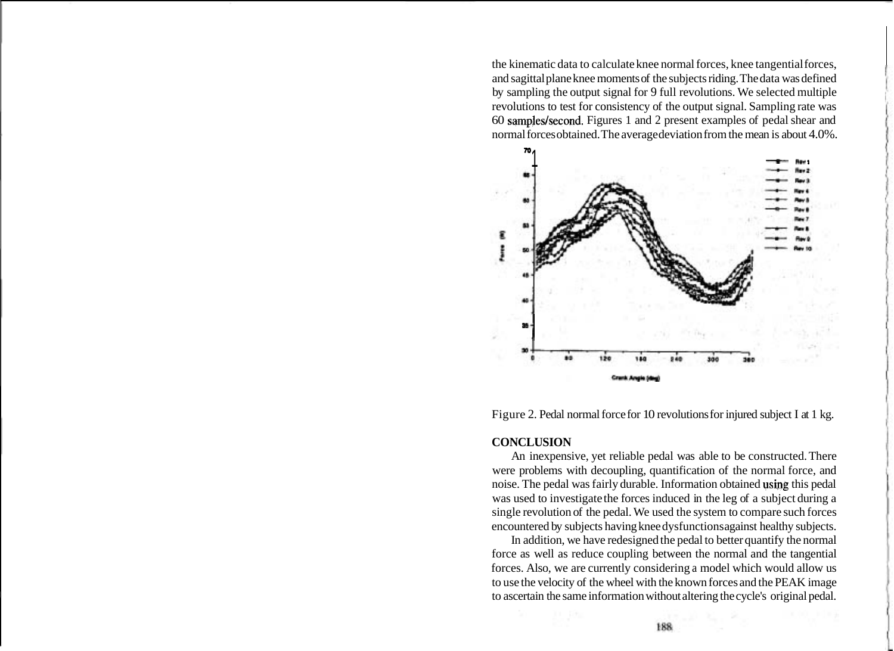the kinematic data to calculate knee normal forces, knee tangential forces, and sagittal plane knee moments of the subjects riding. The data was defined by sampling the output signal for 9 full revolutions. We selected multiple revolutions to test for consistency of the output signal. Sampling rate was 60 samples/second. Figures 1 and 2 present examples of pedal shear and normal forces obtained. The average deviation from the mean is about 4.0%.

Figure 2. Pedal normal force for 10 revolutions for injured subject I at 1 kg.

## CONCLUSION

An inexpensive, yet reliable pedal was able to be constructed. There were problems with decoupling, quantification of the normal force, and noise. The pedal was fairly durable. Information obtained using this pedal was used to investigate the forces induced in the leg of a subject during a single revolution of the pedal. We used the system to compare such forces encountered by subjects having knee dysfunctions against healthy subjects.

In addition, we have redesigned the pedal to better quantify the normal force as well as reduce coupling between the normal and the tangential forces. Also, we are currently considering a model which would allow us to use the velocity of the wheel with the known forces and the PEAK image to ascertain the same information without altering the cycle's original pedal.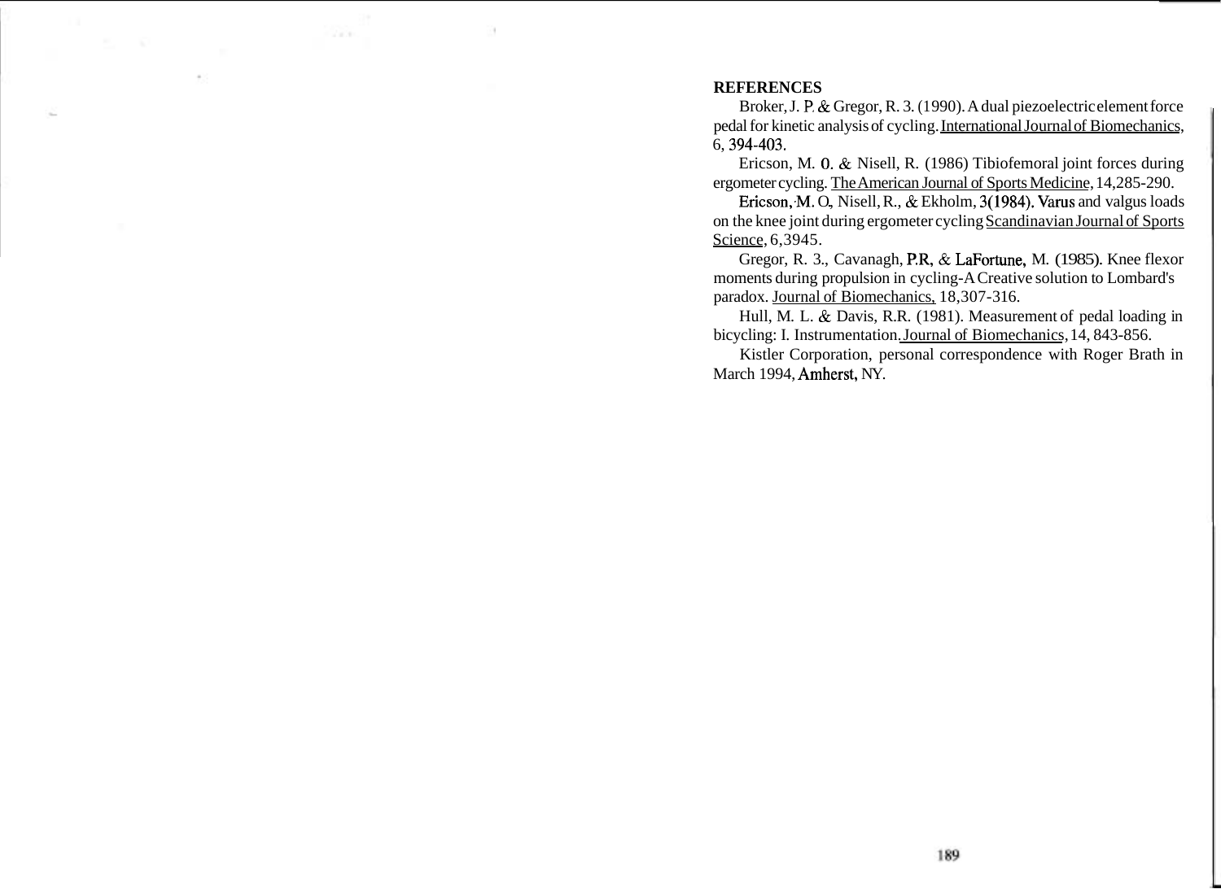**REFERENCES**

Broker, J. P. & Gregor, R. 3. (1990). A dual piezoelectric element force pedal for kinetic analysis of cycling. International Journal of Biomechanics, 6, 394-403.

Ericson, M. 0. & Nisell, R. (1986) Tibiofemoral joint forces during ergometer cycling. The American Journal of Sports Medicine, 14,285-290.

Ericson, M. O, Nisell, R., & Ekholm, 3(1984). Varus and valgus loads on the knee joint during ergometer cycling Scandinavian Journal of Sports Science, 6,3945.

Gregor, R. 3., Cavanagh, P.R, & LaFortune, M. (1985). Knee flexor moments during propulsion in cycling-A Creative solution to Lombard's paradox. Journal of Biomechanics, 18,307-316.

Hull, M. L. & Davis, R.R. (1981). Measurement of pedal loading in bicycling: I. Instrumentation. Journal of Biomechanics, 14, 843-856.

Kistler Corporation, personal correspondence with Roger Brath in March 1994, Amherst, NY.